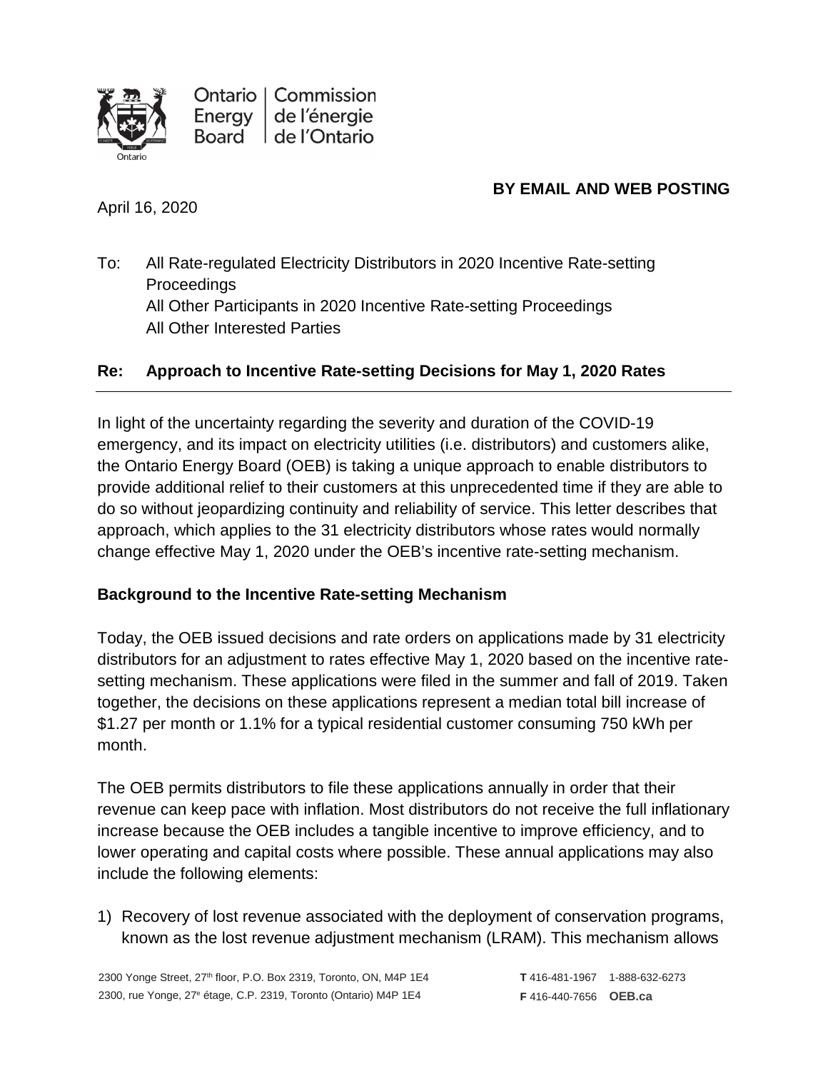Ontario Energy Board | Commission de l'énergie de l'Ontario

**BY EMAIL AND WEB POSTING**

April 16, 2020

To: All Rate-regulated Electricity Distributors in 2020 Incentive Rate-setting Proceedings
All Other Participants in 2020 Incentive Rate-setting Proceedings
All Other Interested Parties

**Re: Approach to Incentive Rate-setting Decisions for May 1, 2020 Rates**

In light of the uncertainty regarding the severity and duration of the COVID-19 emergency, and its impact on electricity utilities (i.e. distributors) and customers alike, the Ontario Energy Board (OEB) is taking a unique approach to enable distributors to provide additional relief to their customers at this unprecedented time if they are able to do so without jeopardizing continuity and reliability of service. This letter describes that approach, which applies to the 31 electricity distributors whose rates would normally change effective May 1, 2020 under the OEB's incentive rate-setting mechanism.

**Background to the Incentive Rate-setting Mechanism**

Today, the OEB issued decisions and rate orders on applications made by 31 electricity distributors for an adjustment to rates effective May 1, 2020 based on the incentive rate-setting mechanism. These applications were filed in the summer and fall of 2019. Taken together, the decisions on these applications represent a median total bill increase of $1.27 per month or 1.1% for a typical residential customer consuming 750 kWh per month.

The OEB permits distributors to file these applications annually in order that their revenue can keep pace with inflation. Most distributors do not receive the full inflationary increase because the OEB includes a tangible incentive to improve efficiency, and to lower operating and capital costs where possible. These annual applications may also include the following elements:

1) Recovery of lost revenue associated with the deployment of conservation programs, known as the lost revenue adjustment mechanism (LRAM). This mechanism allows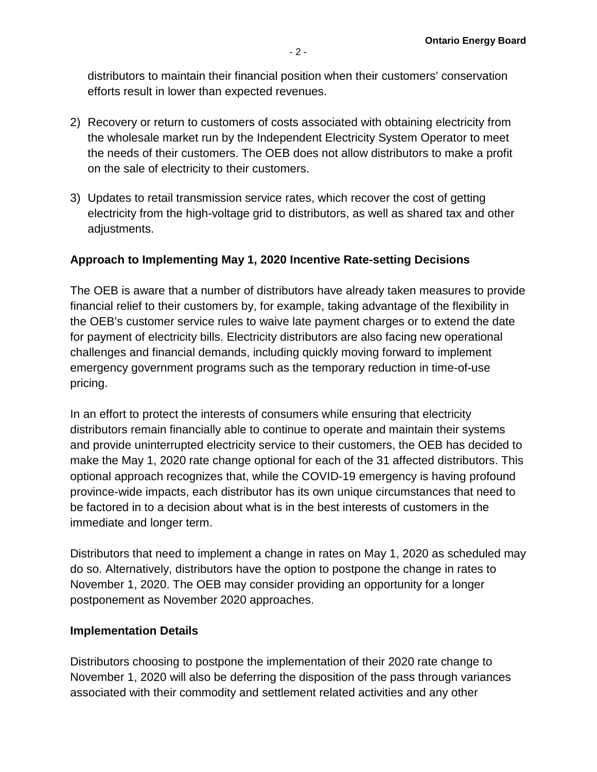distributors to maintain their financial position when their customers' conservation efforts result in lower than expected revenues.

2) Recovery or return to customers of costs associated with obtaining electricity from the wholesale market run by the Independent Electricity System Operator to meet the needs of their customers. The OEB does not allow distributors to make a profit on the sale of electricity to their customers.

3) Updates to retail transmission service rates, which recover the cost of getting electricity from the high-voltage grid to distributors, as well as shared tax and other adjustments.

**Approach to Implementing May 1, 2020 Incentive Rate-setting Decisions**

The OEB is aware that a number of distributors have already taken measures to provide financial relief to their customers by, for example, taking advantage of the flexibility in the OEB's customer service rules to waive late payment charges or to extend the date for payment of electricity bills. Electricity distributors are also facing new operational challenges and financial demands, including quickly moving forward to implement emergency government programs such as the temporary reduction in time-of-use pricing.

In an effort to protect the interests of consumers while ensuring that electricity distributors remain financially able to continue to operate and maintain their systems and provide uninterrupted electricity service to their customers, the OEB has decided to make the May 1, 2020 rate change optional for each of the 31 affected distributors. This optional approach recognizes that, while the COVID-19 emergency is having profound province-wide impacts, each distributor has its own unique circumstances that need to be factored in to a decision about what is in the best interests of customers in the immediate and longer term.

Distributors that need to implement a change in rates on May 1, 2020 as scheduled may do so. Alternatively, distributors have the option to postpone the change in rates to November 1, 2020. The OEB may consider providing an opportunity for a longer postponement as November 2020 approaches.

**Implementation Details**

Distributors choosing to postpone the implementation of their 2020 rate change to November 1, 2020 will also be deferring the disposition of the pass through variances associated with their commodity and settlement related activities and any other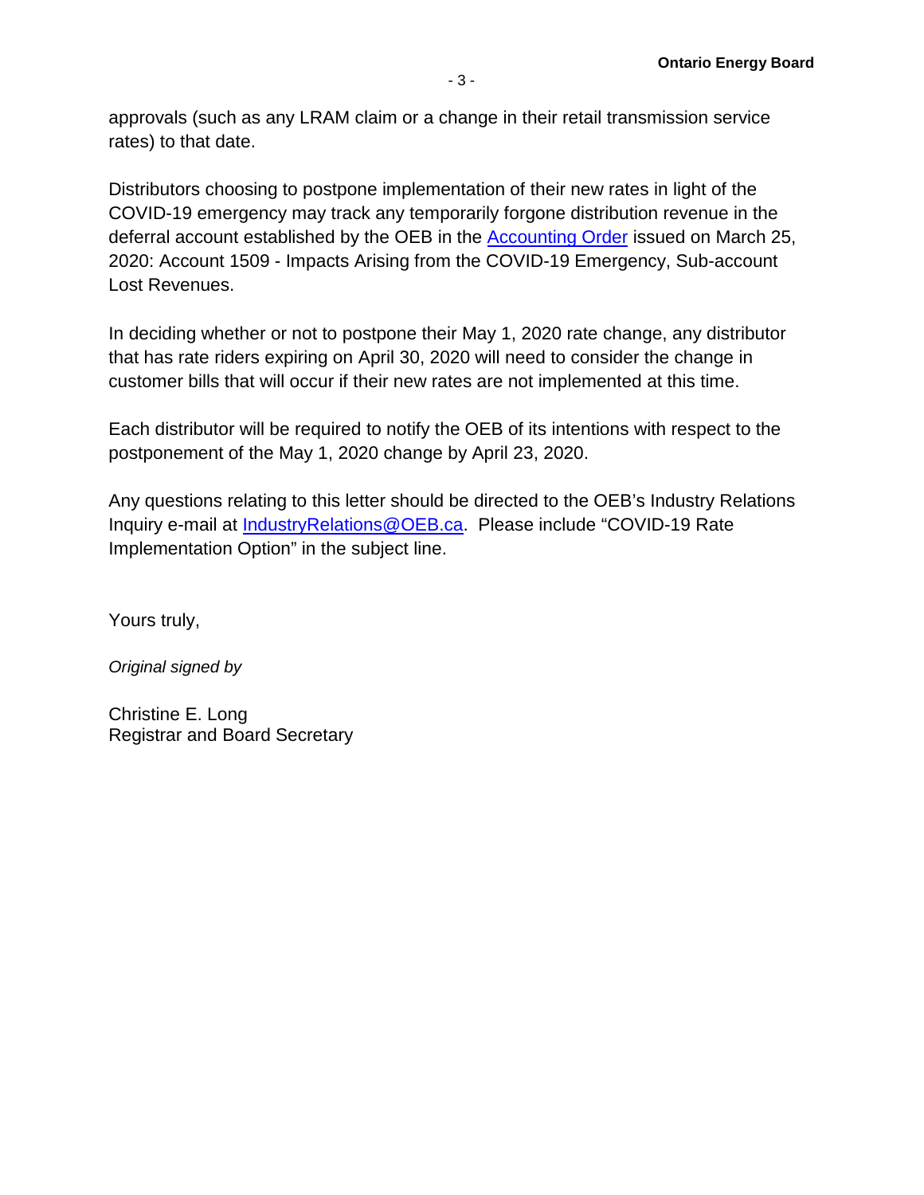approvals (such as any LRAM claim or a change in their retail transmission service rates) to that date.

Distributors choosing to postpone implementation of their new rates in light of the COVID-19 emergency may track any temporarily forgone distribution revenue in the deferral account established by the OEB in the Accounting Order issued on March 25, 2020: Account 1509 - Impacts Arising from the COVID-19 Emergency, Sub-account Lost Revenues.

In deciding whether or not to postpone their May 1, 2020 rate change, any distributor that has rate riders expiring on April 30, 2020 will need to consider the change in customer bills that will occur if their new rates are not implemented at this time.

Each distributor will be required to notify the OEB of its intentions with respect to the postponement of the May 1, 2020 change by April 23, 2020.

Any questions relating to this letter should be directed to the OEB's Industry Relations Inquiry e-mail at IndustryRelations@OEB.ca. Please include "COVID-19 Rate Implementation Option" in the subject line.

Yours truly,

*Original signed by*

Christine E. Long
Registrar and Board Secretary